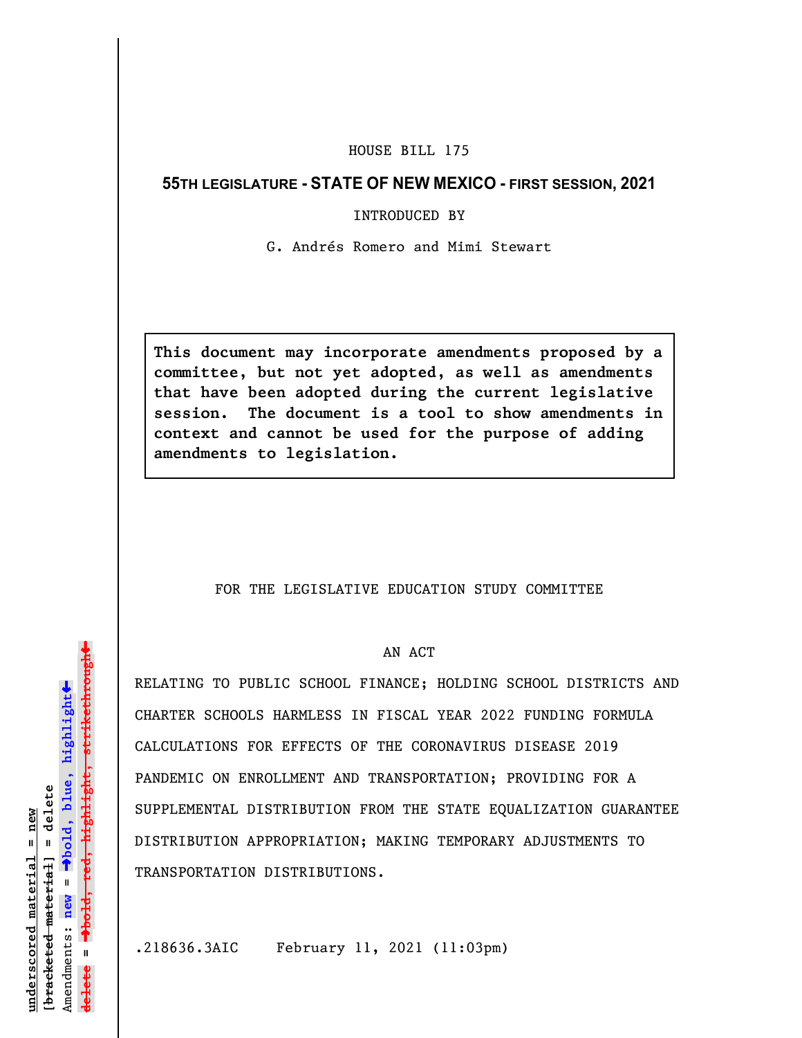HOUSE BILL 175

**55TH LEGISLATURE - STATE OF NEW MEXICO - FIRST SESSION, 2021**

INTRODUCED BY

G. Andrés Romero and Mimi Stewart

**This document may incorporate amendments proposed by a committee, but not yet adopted, as well as amendments that have been adopted during the current legislative session. The document is a tool to show amendments in context and cannot be used for the purpose of adding amendments to legislation.**

FOR THE LEGISLATIVE EDUCATION STUDY COMMITTEE

AN ACT

RELATING TO PUBLIC SCHOOL FINANCE; HOLDING SCHOOL DISTRICTS AND CHARTER SCHOOLS HARMLESS IN FISCAL YEAR 2022 FUNDING FORMULA CALCULATIONS FOR EFFECTS OF THE CORONAVIRUS DISEASE 2019 PANDEMIC ON ENROLLMENT AND TRANSPORTATION; PROVIDING FOR A SUPPLEMENTAL DISTRIBUTION FROM THE STATE EQUALIZATION GUARANTEE DISTRIBUTION APPROPRIATION; MAKING TEMPORARY ADJUSTMENTS TO TRANSPORTATION DISTRIBUTIONS.

.218636.3AIC February 11, 2021 (11:03pm)

underscored material = new
[bracketed material] = delete
Amendments: new = →bold, blue, highlight←
delete = →bold, red, highlight, strikethrough←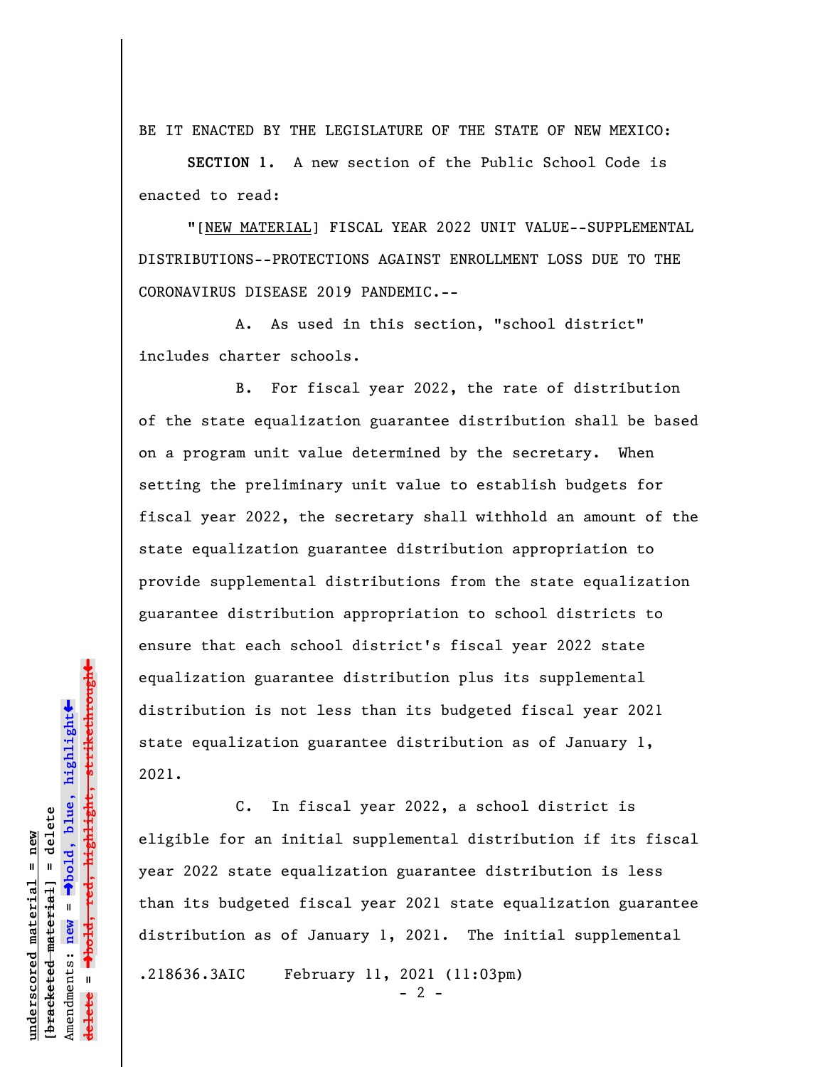BE IT ENACTED BY THE LEGISLATURE OF THE STATE OF NEW MEXICO:

**SECTION 1.** A new section of the Public School Code is enacted to read:

"[NEW MATERIAL] FISCAL YEAR 2022 UNIT VALUE--SUPPLEMENTAL DISTRIBUTIONS--PROTECTIONS AGAINST ENROLLMENT LOSS DUE TO THE CORONAVIRUS DISEASE 2019 PANDEMIC.--

A. As used in this section, "school district" includes charter schools.

B. For fiscal year 2022, the rate of distribution of the state equalization guarantee distribution shall be based on a program unit value determined by the secretary. When setting the preliminary unit value to establish budgets for fiscal year 2022, the secretary shall withhold an amount of the state equalization guarantee distribution appropriation to provide supplemental distributions from the state equalization guarantee distribution appropriation to school districts to ensure that each school district's fiscal year 2022 state equalization guarantee distribution plus its supplemental distribution is not less than its budgeted fiscal year 2021 state equalization guarantee distribution as of January 1, 2021.

C. In fiscal year 2022, a school district is eligible for an initial supplemental distribution if its fiscal year 2022 state equalization guarantee distribution is less than its budgeted fiscal year 2021 state equalization guarantee distribution as of January 1, 2021. The initial supplemental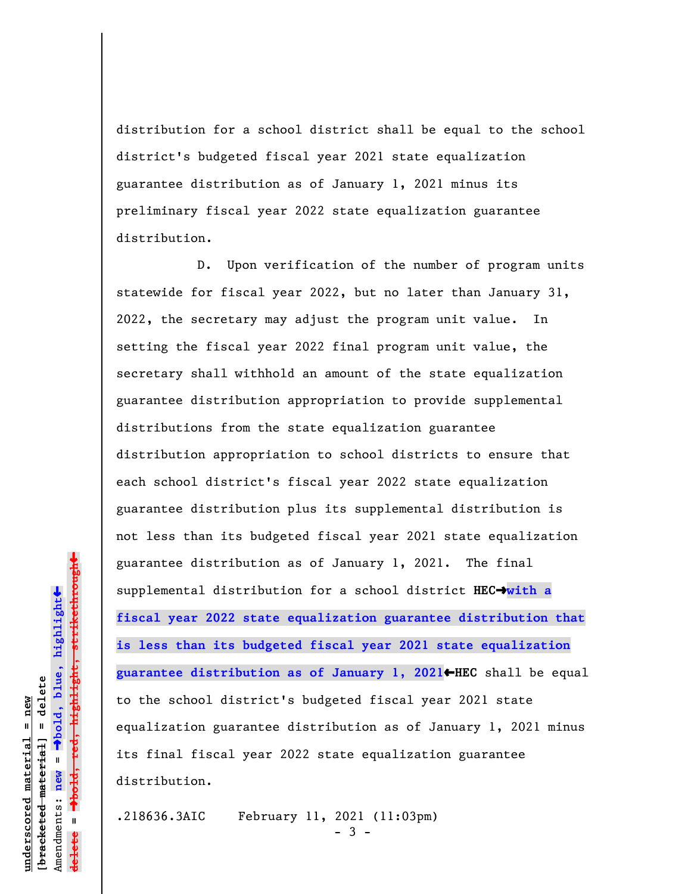distribution for a school district shall be equal to the school district's budgeted fiscal year 2021 state equalization guarantee distribution as of January 1, 2021 minus its preliminary fiscal year 2022 state equalization guarantee distribution.

D. Upon verification of the number of program units statewide for fiscal year 2022, but no later than January 31, 2022, the secretary may adjust the program unit value. In setting the fiscal year 2022 final program unit value, the secretary shall withhold an amount of the state equalization guarantee distribution appropriation to provide supplemental distributions from the state equalization guarantee distribution appropriation to school districts to ensure that each school district's fiscal year 2022 state equalization guarantee distribution plus its supplemental distribution is not less than its budgeted fiscal year 2021 state equalization guarantee distribution as of January 1, 2021. The final supplemental distribution for a school district **HEC→with a fiscal year 2022 state equalization guarantee distribution that is less than its budgeted fiscal year 2021 state equalization guarantee distribution as of January 1, 2021←HEC** shall be equal to the school district's budgeted fiscal year 2021 state equalization guarantee distribution as of January 1, 2021 minus its final fiscal year 2022 state equalization guarantee distribution.

.218636.3AIC February 11, 2021 (11:03pm)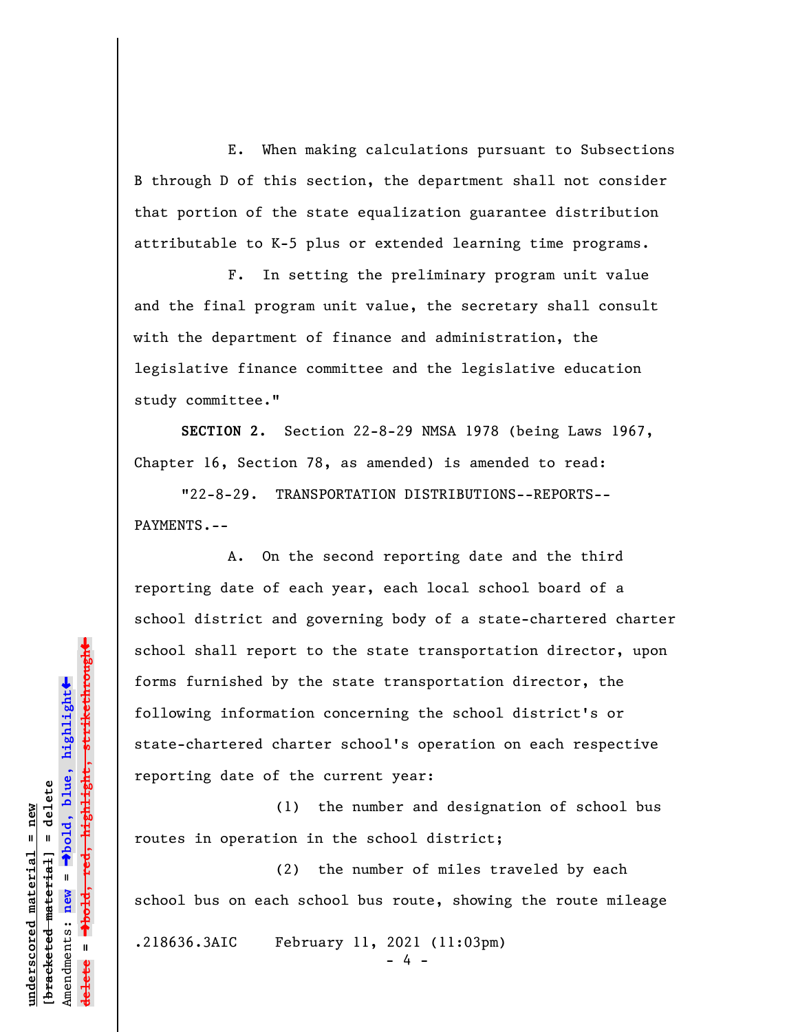E. When making calculations pursuant to Subsections B through D of this section, the department shall not consider that portion of the state equalization guarantee distribution attributable to K-5 plus or extended learning time programs.

F. In setting the preliminary program unit value and the final program unit value, the secretary shall consult with the department of finance and administration, the legislative finance committee and the legislative education study committee."

**SECTION 2.** Section 22-8-29 NMSA 1978 (being Laws 1967, Chapter 16, Section 78, as amended) is amended to read:

"22-8-29. TRANSPORTATION DISTRIBUTIONS--REPORTS--PAYMENTS.--

A. On the second reporting date and the third reporting date of each year, each local school board of a school district and governing body of a state-chartered charter school shall report to the state transportation director, upon forms furnished by the state transportation director, the following information concerning the school district's or state-chartered charter school's operation on each respective reporting date of the current year:

(1) the number and designation of school bus routes in operation in the school district;

(2) the number of miles traveled by each school bus on each school bus route, showing the route mileage

.218636.3AIC February 11, 2021 (11:03pm)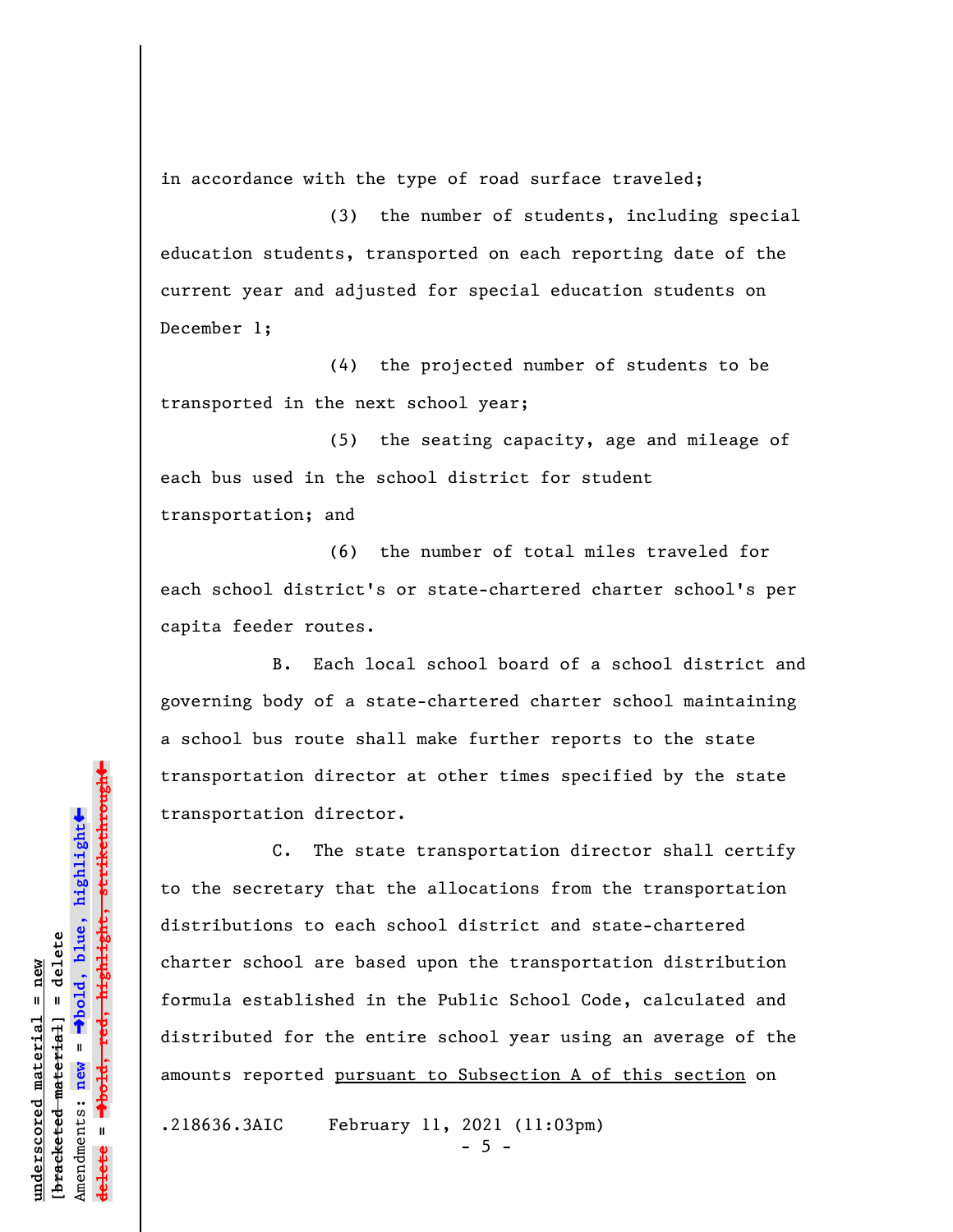in accordance with the type of road surface traveled;

(3) the number of students, including special education students, transported on each reporting date of the current year and adjusted for special education students on December 1;

(4) the projected number of students to be transported in the next school year;

(5) the seating capacity, age and mileage of each bus used in the school district for student transportation; and

(6) the number of total miles traveled for each school district's or state-chartered charter school's per capita feeder routes.

B. Each local school board of a school district and governing body of a state-chartered charter school maintaining a school bus route shall make further reports to the state transportation director at other times specified by the state transportation director.

C. The state transportation director shall certify to the secretary that the allocations from the transportation distributions to each school district and state-chartered charter school are based upon the transportation distribution formula established in the Public School Code, calculated and distributed for the entire school year using an average of the amounts reported <u>pursuant to Subsection A of this section</u> on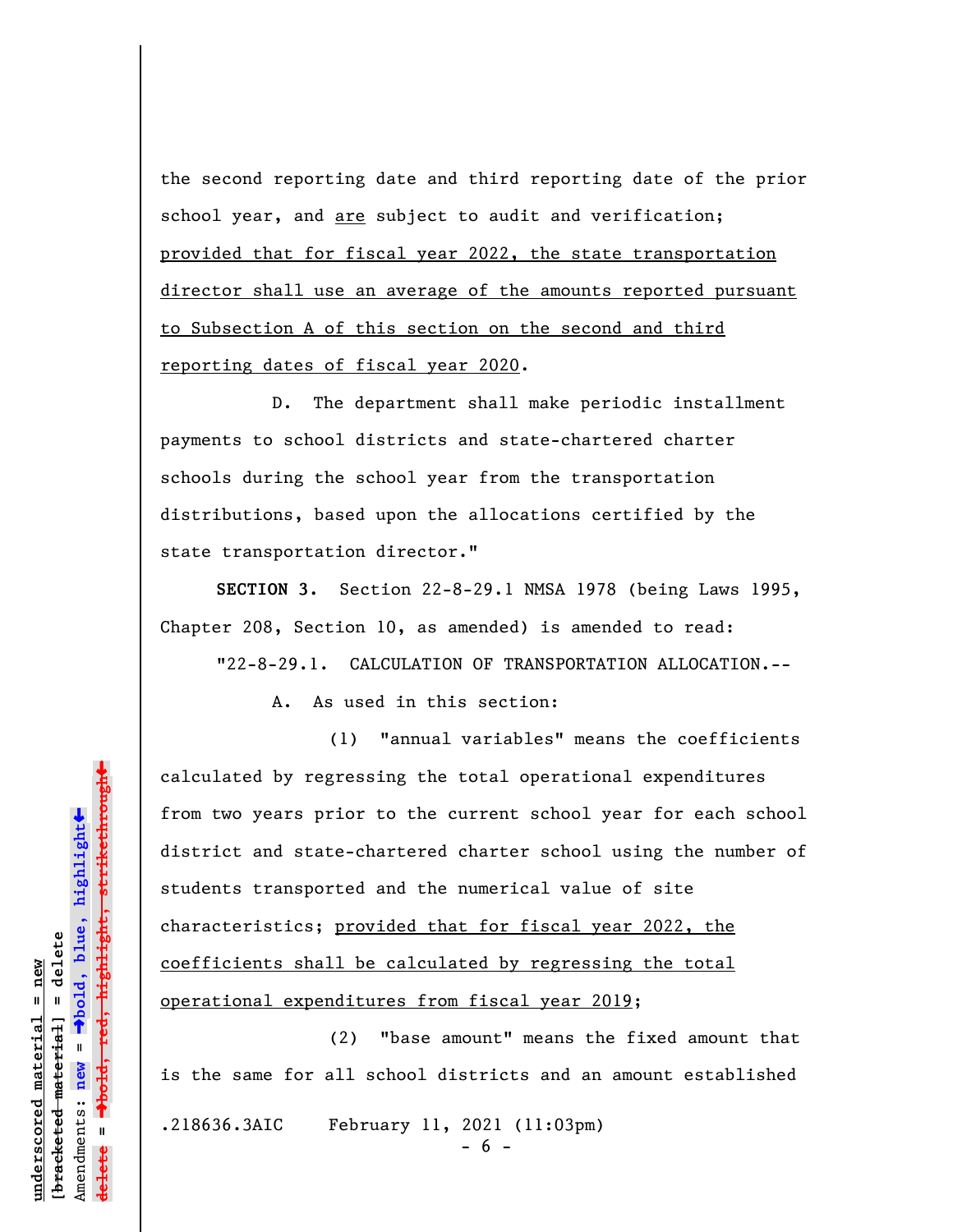the second reporting date and third reporting date of the prior school year, and <u>are</u> subject to audit and verification; <u>provided that for fiscal year 2022, the state transportation director shall use an average of the amounts reported pursuant to Subsection A of this section on the second and third reporting dates of fiscal year 2020</u>.

D. The department shall make periodic installment payments to school districts and state-chartered charter schools during the school year from the transportation distributions, based upon the allocations certified by the state transportation director."

**SECTION 3.** Section 22-8-29.1 NMSA 1978 (being Laws 1995, Chapter 208, Section 10, as amended) is amended to read:

"22-8-29.1. CALCULATION OF TRANSPORTATION ALLOCATION.--

A. As used in this section:

(1) "annual variables" means the coefficients calculated by regressing the total operational expenditures from two years prior to the current school year for each school district and state-chartered charter school using the number of students transported and the numerical value of site characteristics; <u>provided that for fiscal year 2022, the coefficients shall be calculated by regressing the total operational expenditures from fiscal year 2019</u>;

(2) "base amount" means the fixed amount that is the same for all school districts and an amount established

.218636.3AIC February 11, 2021 (11:03pm)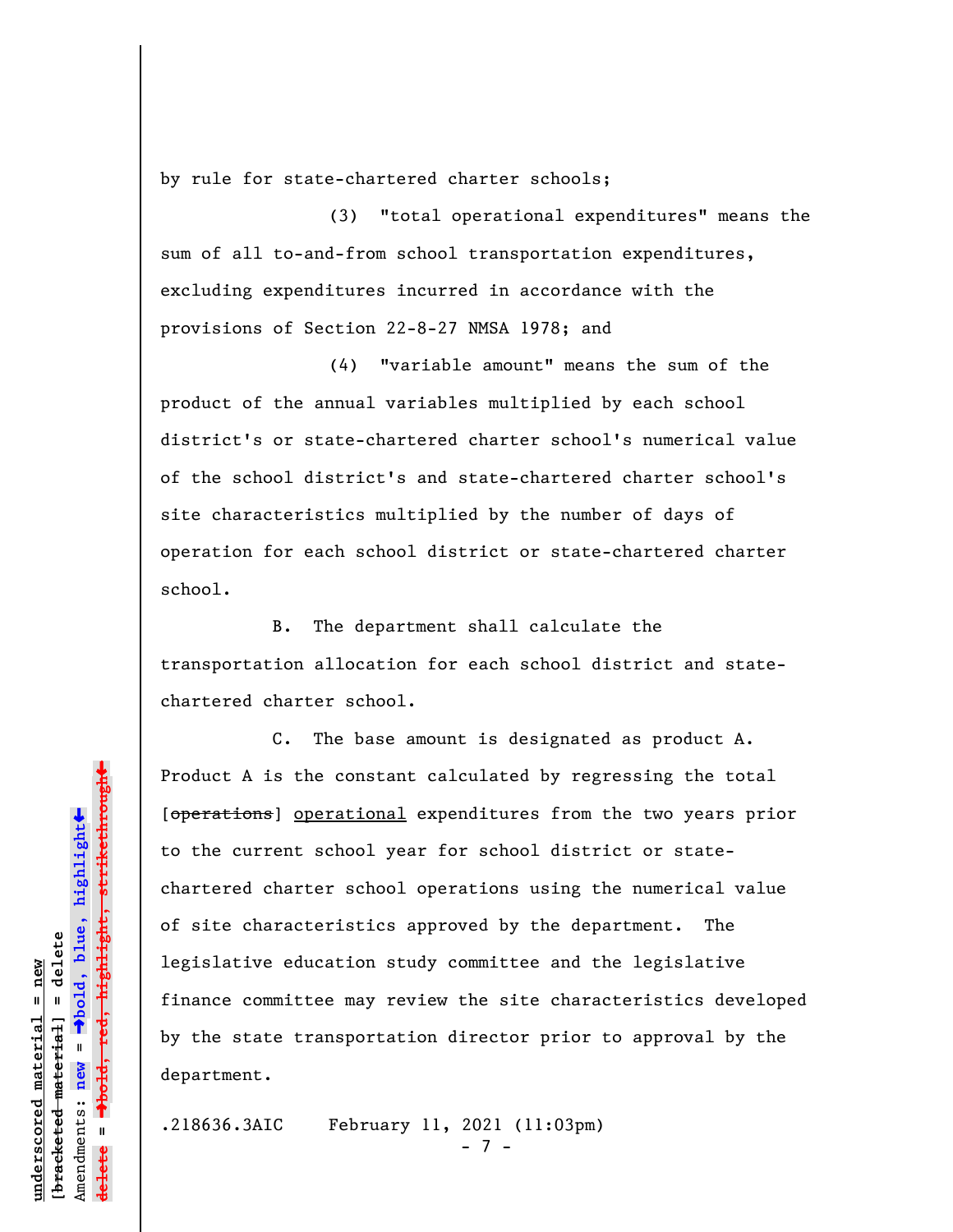by rule for state-chartered charter schools;

(3) "total operational expenditures" means the sum of all to-and-from school transportation expenditures, excluding expenditures incurred in accordance with the provisions of Section 22-8-27 NMSA 1978; and

(4) "variable amount" means the sum of the product of the annual variables multiplied by each school district's or state-chartered charter school's numerical value of the school district's and state-chartered charter school's site characteristics multiplied by the number of days of operation for each school district or state-chartered charter school.

B. The department shall calculate the transportation allocation for each school district and state-chartered charter school.

C. The base amount is designated as product A. Product A is the constant calculated by regressing the total [~~operations~~] operational expenditures from the two years prior to the current school year for school district or state-chartered charter school operations using the numerical value of site characteristics approved by the department. The legislative education study committee and the legislative finance committee may review the site characteristics developed by the state transportation director prior to approval by the department.

.218636.3AIC February 11, 2021 (11:03pm)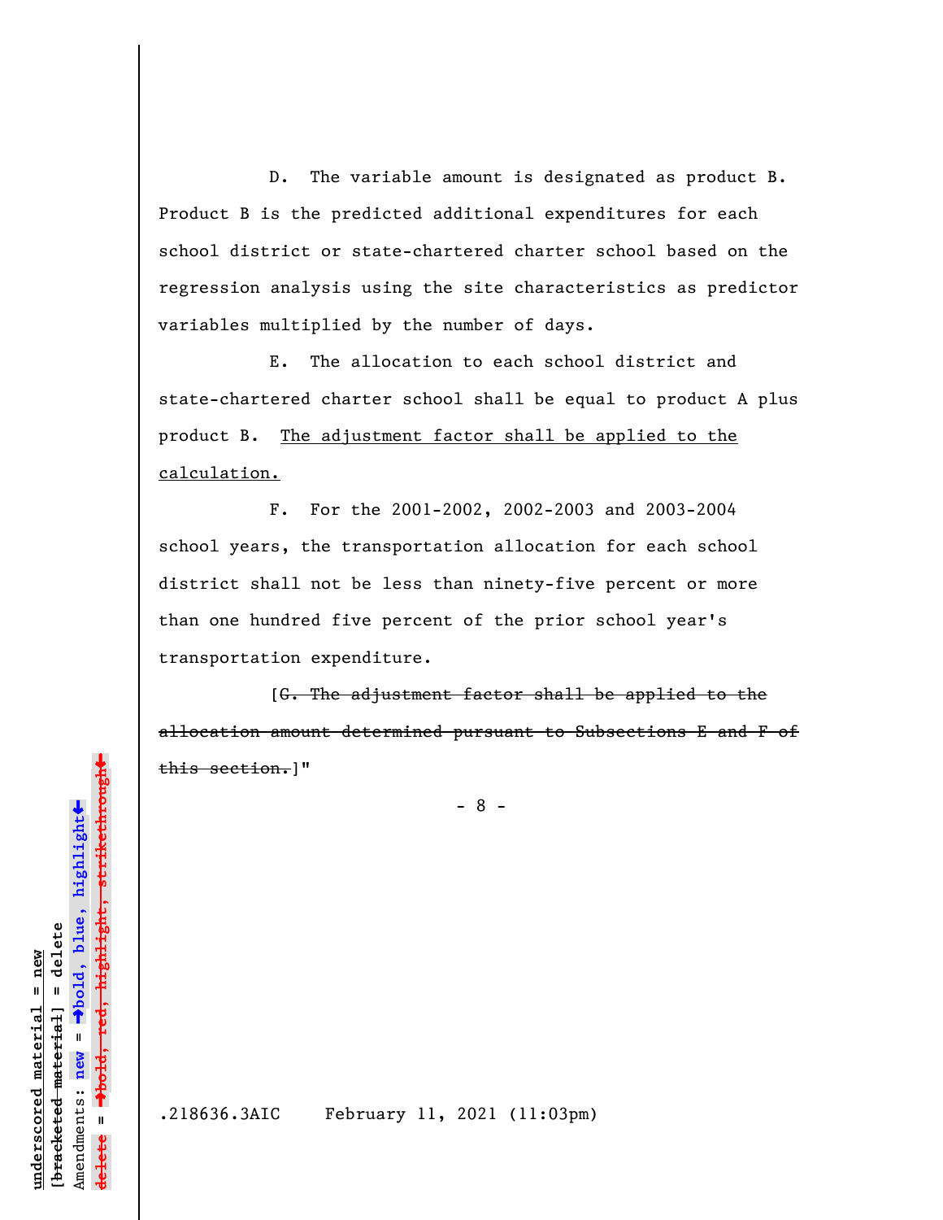D. The variable amount is designated as product B. Product B is the predicted additional expenditures for each school district or state-chartered charter school based on the regression analysis using the site characteristics as predictor variables multiplied by the number of days.

E. The allocation to each school district and state-chartered charter school shall be equal to product A plus product B. <u>The adjustment factor shall be applied to the calculation.</u>

F. For the 2001-2002, 2002-2003 and 2003-2004 school years, the transportation allocation for each school district shall not be less than ninety-five percent or more than one hundred five percent of the prior school year's transportation expenditure.

[~~G. The adjustment factor shall be applied to the allocation amount determined pursuant to Subsections E and F of this section.~~]"

.218636.3AIC February 11, 2021 (11:03pm)